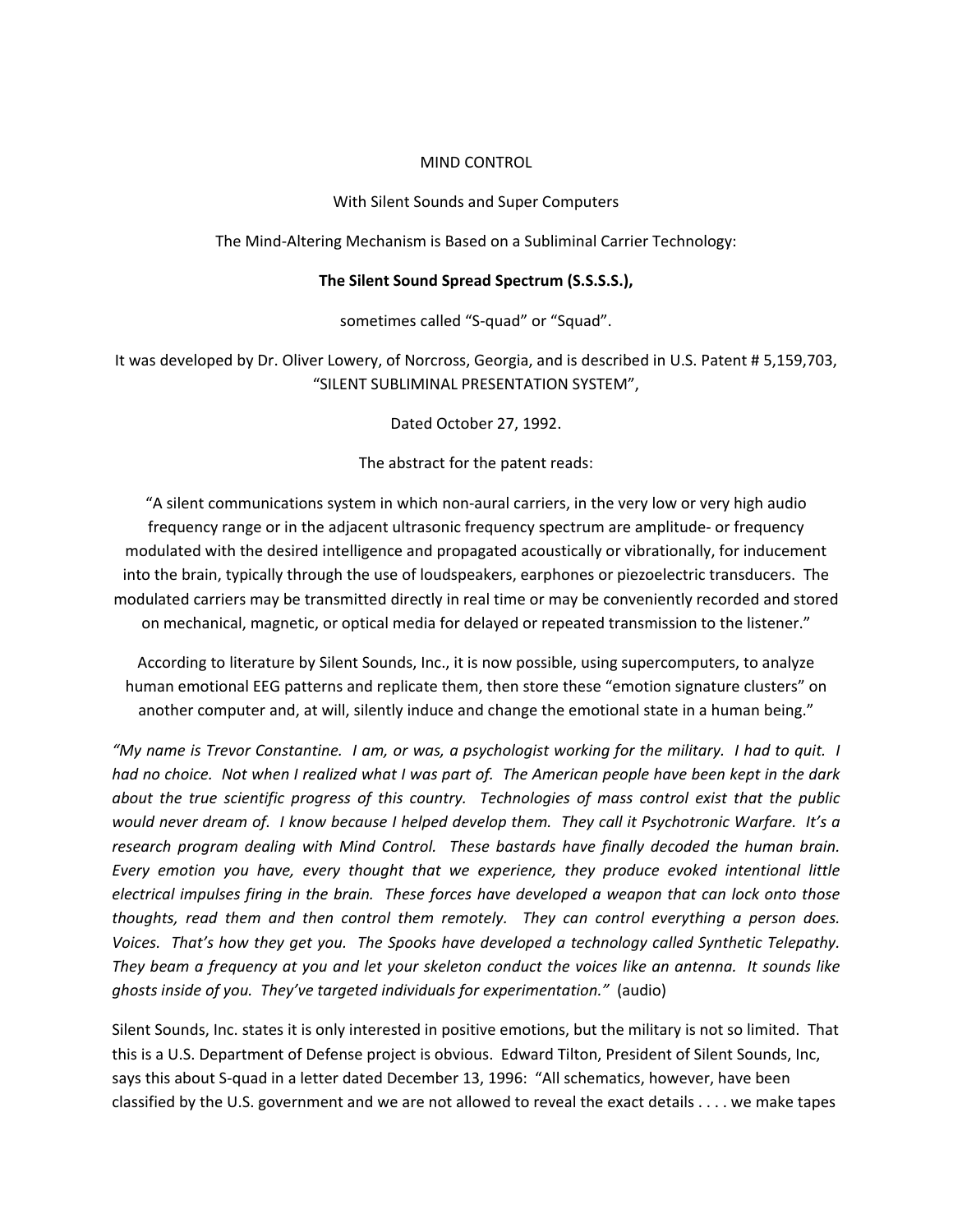MIND CONTROL

With Silent Sounds and Super Computers

The Mind-Altering Mechanism is Based on a Subliminal Carrier Technology:

**The Silent Sound Spread Spectrum (S.S.S.S.),**

sometimes called "S-quad" or "Squad".

It was developed by Dr. Oliver Lowery, of Norcross, Georgia, and is described in U.S. Patent # 5,159,703, "SILENT SUBLIMINAL PRESENTATION SYSTEM",

Dated October 27, 1992.

The abstract for the patent reads:

"A silent communications system in which non-aural carriers, in the very low or very high audio frequency range or in the adjacent ultrasonic frequency spectrum are amplitude- or frequency modulated with the desired intelligence and propagated acoustically or vibrationally, for inducement into the brain, typically through the use of loudspeakers, earphones or piezoelectric transducers. The modulated carriers may be transmitted directly in real time or may be conveniently recorded and stored on mechanical, magnetic, or optical media for delayed or repeated transmission to the listener."

According to literature by Silent Sounds, Inc., it is now possible, using supercomputers, to analyze human emotional EEG patterns and replicate them, then store these "emotion signature clusters" on another computer and, at will, silently induce and change the emotional state in a human being."

*"My name is Trevor Constantine. I am, or was, a psychologist working for the military. I had to quit. I had no choice. Not when I realized what I was part of. The American people have been kept in the dark about the true scientific progress of this country. Technologies of mass control exist that the public would never dream of. I know because I helped develop them. They call it Psychotronic Warfare. It's a research program dealing with Mind Control. These bastards have finally decoded the human brain. Every emotion you have, every thought that we experience, they produce evoked intentional little electrical impulses firing in the brain. These forces have developed a weapon that can lock onto those thoughts, read them and then control them remotely. They can control everything a person does. Voices. That's how they get you. The Spooks have developed a technology called Synthetic Telepathy. They beam a frequency at you and let your skeleton conduct the voices like an antenna. It sounds like ghosts inside of you. They've targeted individuals for experimentation."* (audio)

Silent Sounds, Inc. states it is only interested in positive emotions, but the military is not so limited. That this is a U.S. Department of Defense project is obvious. Edward Tilton, President of Silent Sounds, Inc, says this about S-quad in a letter dated December 13, 1996: "All schematics, however, have been classified by the U.S. government and we are not allowed to reveal the exact details . . . . we make tapes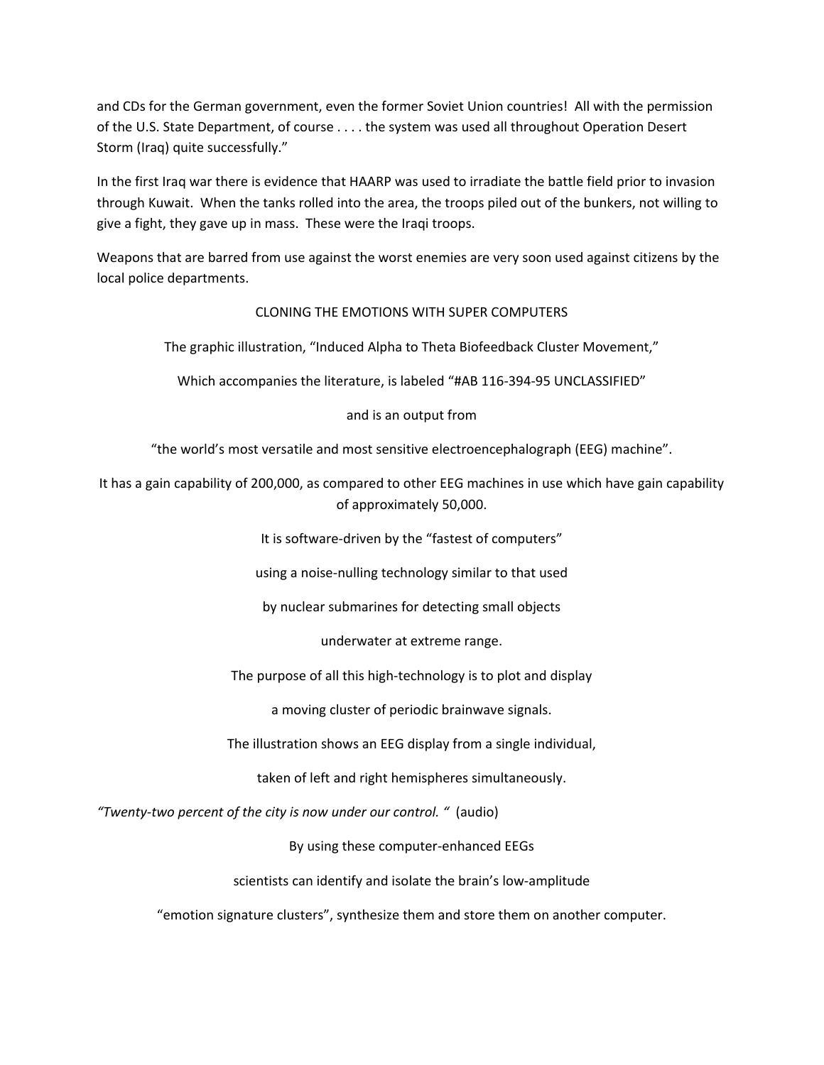and CDs for the German government, even the former Soviet Union countries! All with the permission of the U.S. State Department, of course . . . . the system was used all throughout Operation Desert Storm (Iraq) quite successfully."

In the first Iraq war there is evidence that HAARP was used to irradiate the battle field prior to invasion through Kuwait. When the tanks rolled into the area, the troops piled out of the bunkers, not willing to give a fight, they gave up in mass. These were the Iraqi troops.

Weapons that are barred from use against the worst enemies are very soon used against citizens by the local police departments.

CLONING THE EMOTIONS WITH SUPER COMPUTERS

The graphic illustration, "Induced Alpha to Theta Biofeedback Cluster Movement,"

Which accompanies the literature, is labeled "#AB 116-394-95 UNCLASSIFIED"

and is an output from

"the world's most versatile and most sensitive electroencephalograph (EEG) machine".

It has a gain capability of 200,000, as compared to other EEG machines in use which have gain capability of approximately 50,000.

It is software-driven by the "fastest of computers"

using a noise-nulling technology similar to that used

by nuclear submarines for detecting small objects

underwater at extreme range.

The purpose of all this high-technology is to plot and display

a moving cluster of periodic brainwave signals.

The illustration shows an EEG display from a single individual,

taken of left and right hemispheres simultaneously.

*"Twenty-two percent of the city is now under our control. "* (audio)

By using these computer-enhanced EEGs

scientists can identify and isolate the brain's low-amplitude

"emotion signature clusters", synthesize them and store them on another computer.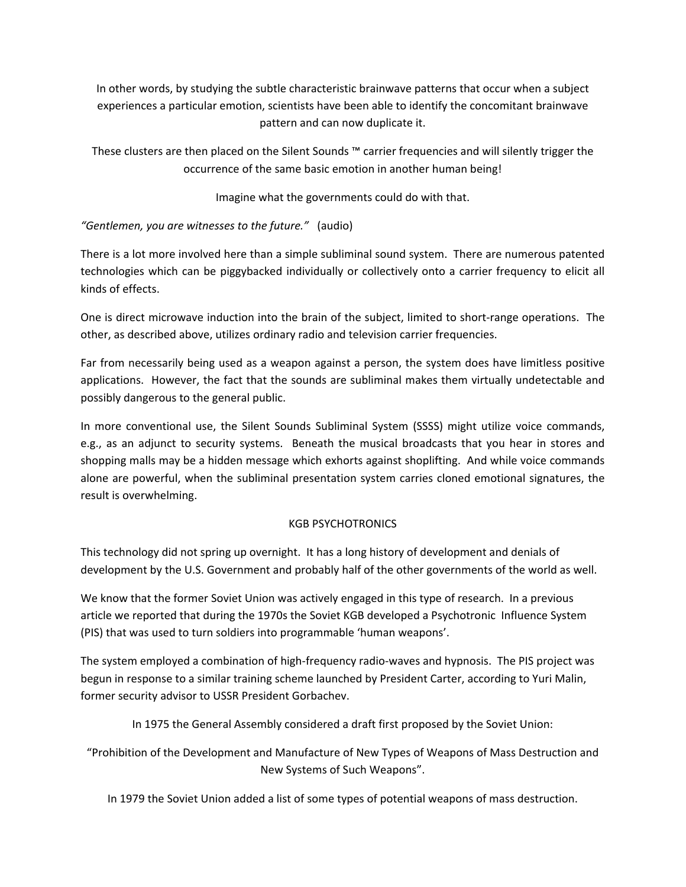In other words, by studying the subtle characteristic brainwave patterns that occur when a subject experiences a particular emotion, scientists have been able to identify the concomitant brainwave pattern and can now duplicate it.

These clusters are then placed on the Silent Sounds ™ carrier frequencies and will silently trigger the occurrence of the same basic emotion in another human being!

Imagine what the governments could do with that.

*"Gentlemen, you are witnesses to the future."* (audio)

There is a lot more involved here than a simple subliminal sound system. There are numerous patented technologies which can be piggybacked individually or collectively onto a carrier frequency to elicit all kinds of effects.

One is direct microwave induction into the brain of the subject, limited to short-range operations. The other, as described above, utilizes ordinary radio and television carrier frequencies.

Far from necessarily being used as a weapon against a person, the system does have limitless positive applications. However, the fact that the sounds are subliminal makes them virtually undetectable and possibly dangerous to the general public.

In more conventional use, the Silent Sounds Subliminal System (SSSS) might utilize voice commands, e.g., as an adjunct to security systems. Beneath the musical broadcasts that you hear in stores and shopping malls may be a hidden message which exhorts against shoplifting. And while voice commands alone are powerful, when the subliminal presentation system carries cloned emotional signatures, the result is overwhelming.

## KGB PSYCHOTRONICS

This technology did not spring up overnight. It has a long history of development and denials of development by the U.S. Government and probably half of the other governments of the world as well.

We know that the former Soviet Union was actively engaged in this type of research. In a previous article we reported that during the 1970s the Soviet KGB developed a Psychotronic Influence System (PIS) that was used to turn soldiers into programmable 'human weapons'.

The system employed a combination of high-frequency radio-waves and hypnosis. The PIS project was begun in response to a similar training scheme launched by President Carter, according to Yuri Malin, former security advisor to USSR President Gorbachev.

In 1975 the General Assembly considered a draft first proposed by the Soviet Union:

"Prohibition of the Development and Manufacture of New Types of Weapons of Mass Destruction and New Systems of Such Weapons".

In 1979 the Soviet Union added a list of some types of potential weapons of mass destruction.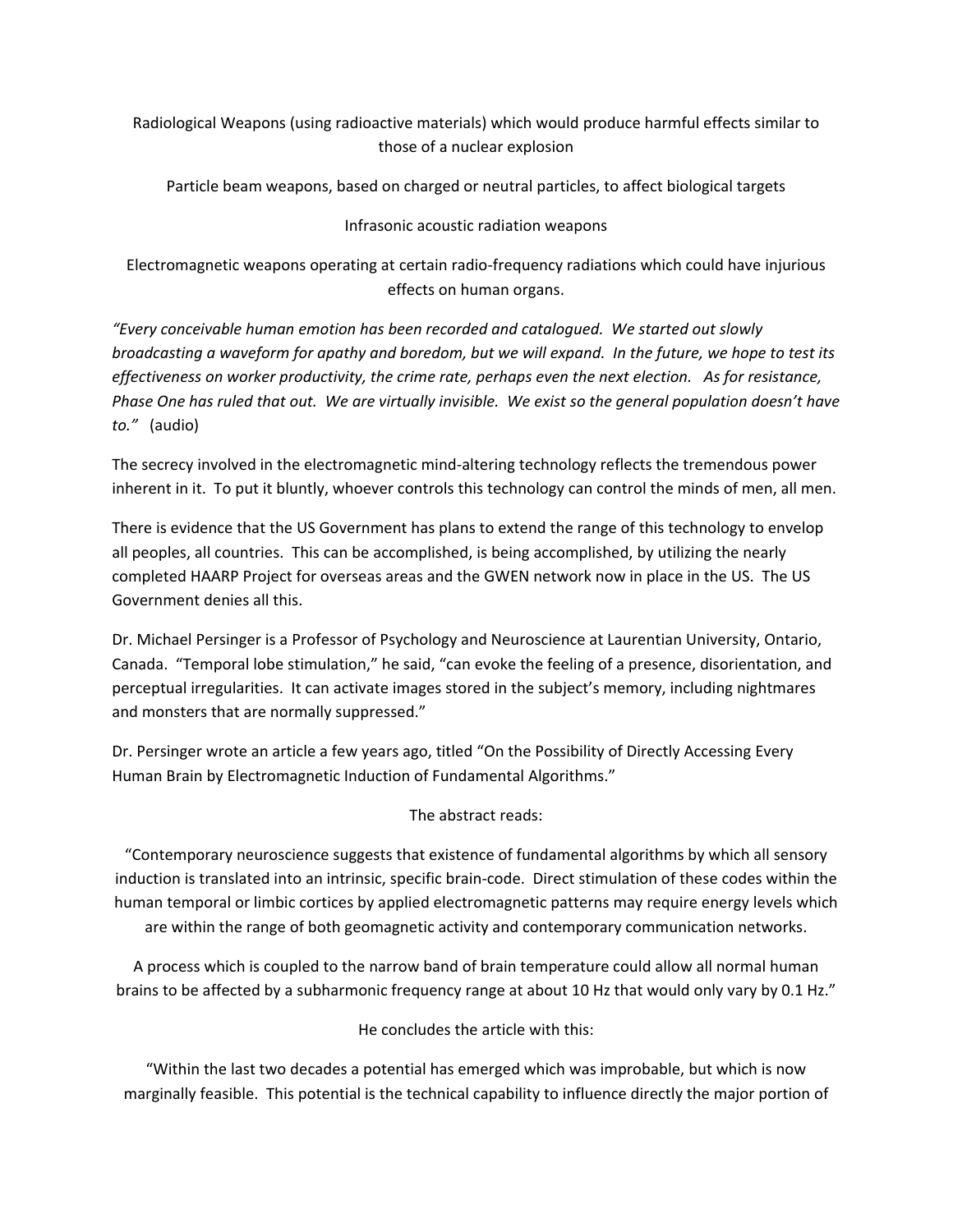Radiological Weapons (using radioactive materials) which would produce harmful effects similar to those of a nuclear explosion

Particle beam weapons, based on charged or neutral particles, to affect biological targets

Infrasonic acoustic radiation weapons

Electromagnetic weapons operating at certain radio-frequency radiations which could have injurious effects on human organs.

*"Every conceivable human emotion has been recorded and catalogued. We started out slowly broadcasting a waveform for apathy and boredom, but we will expand. In the future, we hope to test its effectiveness on worker productivity, the crime rate, perhaps even the next election. As for resistance, Phase One has ruled that out. We are virtually invisible. We exist so the general population doesn't have to."* (audio)

The secrecy involved in the electromagnetic mind-altering technology reflects the tremendous power inherent in it. To put it bluntly, whoever controls this technology can control the minds of men, all men.

There is evidence that the US Government has plans to extend the range of this technology to envelop all peoples, all countries. This can be accomplished, is being accomplished, by utilizing the nearly completed HAARP Project for overseas areas and the GWEN network now in place in the US. The US Government denies all this.

Dr. Michael Persinger is a Professor of Psychology and Neuroscience at Laurentian University, Ontario, Canada. "Temporal lobe stimulation," he said, "can evoke the feeling of a presence, disorientation, and perceptual irregularities. It can activate images stored in the subject's memory, including nightmares and monsters that are normally suppressed."

Dr. Persinger wrote an article a few years ago, titled "On the Possibility of Directly Accessing Every Human Brain by Electromagnetic Induction of Fundamental Algorithms."

The abstract reads:

"Contemporary neuroscience suggests that existence of fundamental algorithms by which all sensory induction is translated into an intrinsic, specific brain-code. Direct stimulation of these codes within the human temporal or limbic cortices by applied electromagnetic patterns may require energy levels which are within the range of both geomagnetic activity and contemporary communication networks.

A process which is coupled to the narrow band of brain temperature could allow all normal human brains to be affected by a subharmonic frequency range at about 10 Hz that would only vary by 0.1 Hz."

He concludes the article with this:

"Within the last two decades a potential has emerged which was improbable, but which is now marginally feasible. This potential is the technical capability to influence directly the major portion of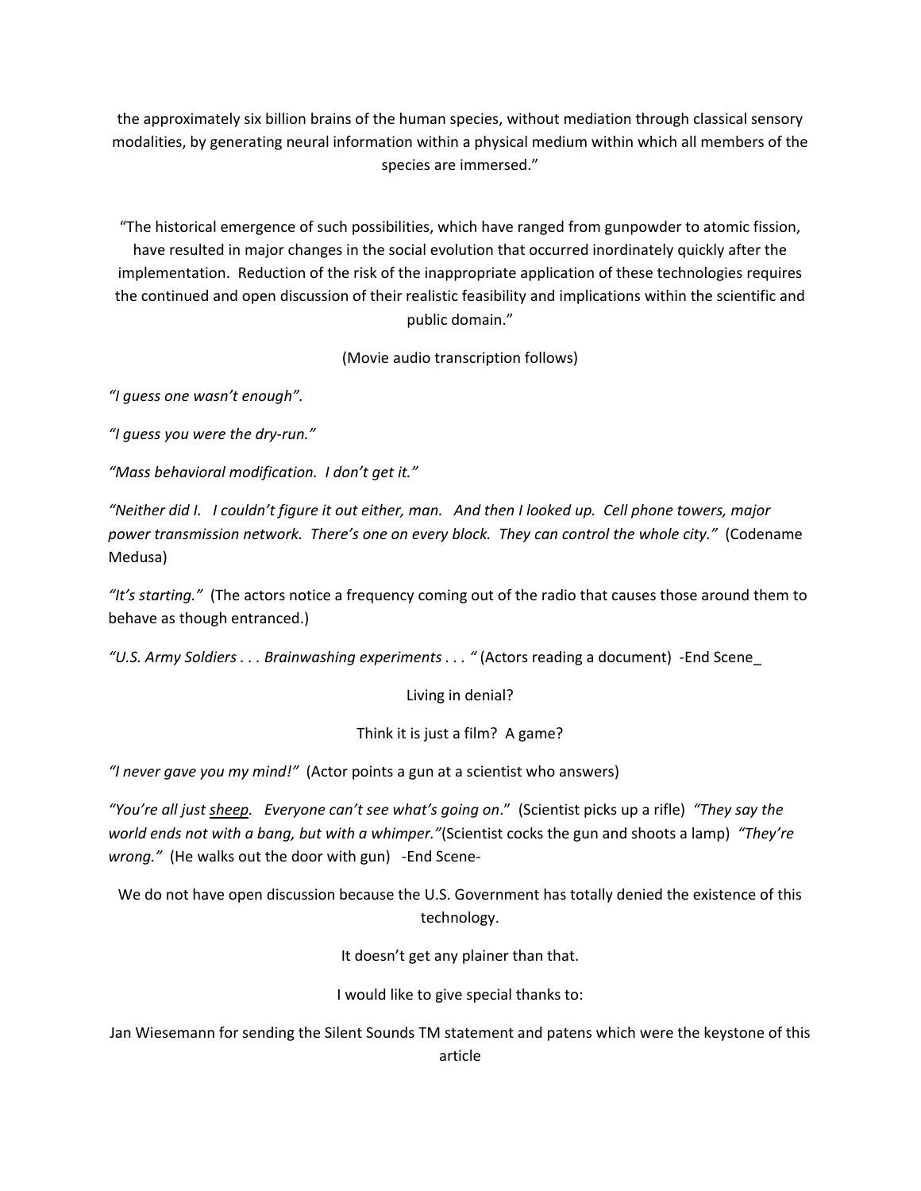the approximately six billion brains of the human species, without mediation through classical sensory modalities, by generating neural information within a physical medium within which all members of the species are immersed."

"The historical emergence of such possibilities, which have ranged from gunpowder to atomic fission, have resulted in major changes in the social evolution that occurred inordinately quickly after the implementation. Reduction of the risk of the inappropriate application of these technologies requires the continued and open discussion of their realistic feasibility and implications within the scientific and public domain."

(Movie audio transcription follows)

*"I guess one wasn't enough".*

*"I guess you were the dry-run."*

*"Mass behavioral modification. I don't get it."*

*"Neither did I. I couldn't figure it out either, man. And then I looked up. Cell phone towers, major power transmission network. There's one on every block. They can control the whole city."* (Codename Medusa)

*"It's starting."* (The actors notice a frequency coming out of the radio that causes those around them to behave as though entranced.)

*"U.S. Army Soldiers . . . Brainwashing experiments . . . "* (Actors reading a document) -End Scene_

Living in denial?

Think it is just a film? A game?

*"I never gave you my mind!"* (Actor points a gun at a scientist who answers)

*"You're all just sheep. Everyone can't see what's going on."* (Scientist picks up a rifle) *"They say the world ends not with a bang, but with a whimper."*(Scientist cocks the gun and shoots a lamp) *"They're wrong."* (He walks out the door with gun) -End Scene-

We do not have open discussion because the U.S. Government has totally denied the existence of this technology.

It doesn't get any plainer than that.

I would like to give special thanks to:

Jan Wiesemann for sending the Silent Sounds TM statement and patens which were the keystone of this article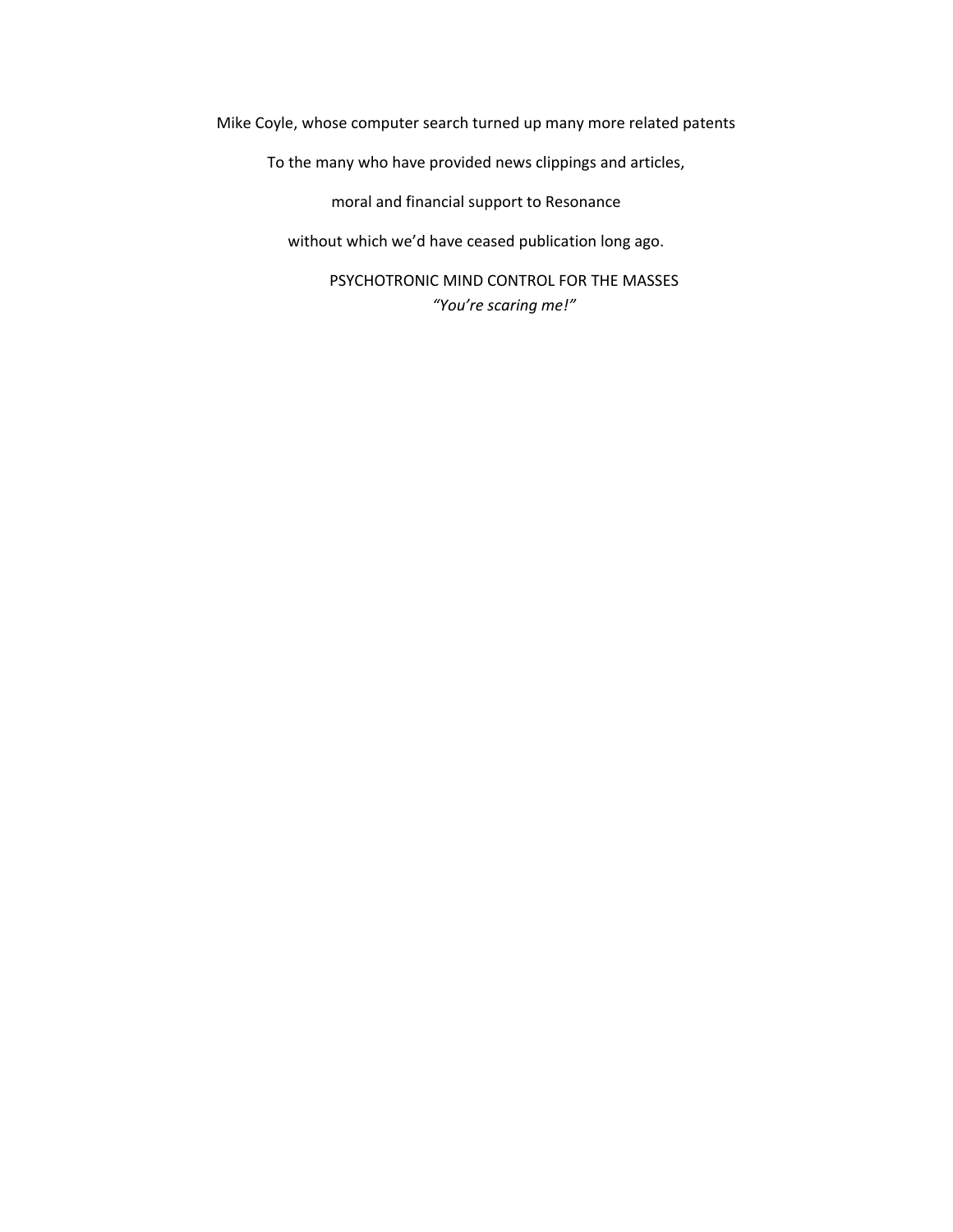Mike Coyle, whose computer search turned up many more related patents

To the many who have provided news clippings and articles,

moral and financial support to Resonance

without which we'd have ceased publication long ago.

PSYCHOTRONIC MIND CONTROL FOR THE MASSES

*"You're scaring me!"*